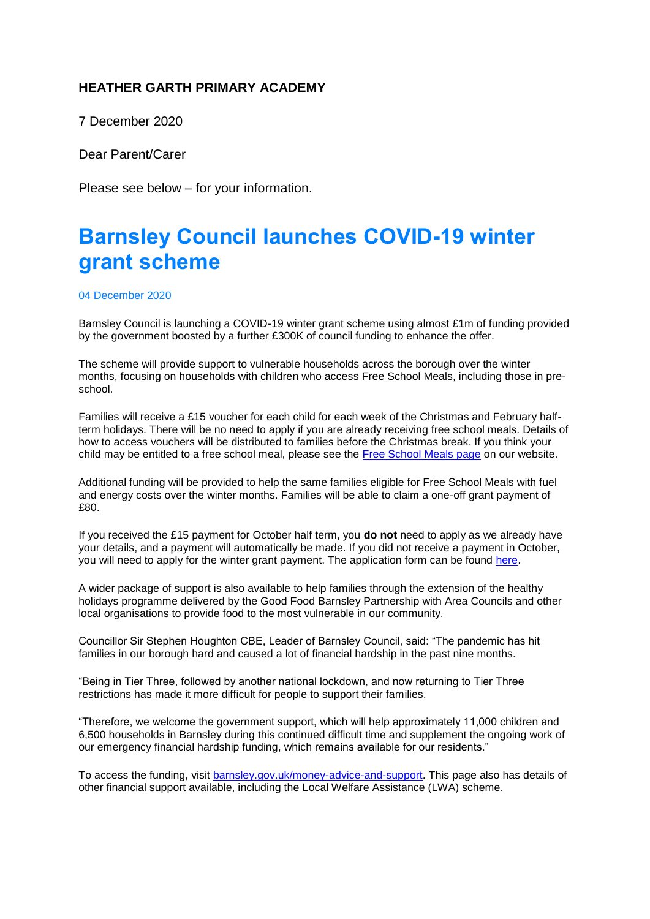**HEATHER GARTH PRIMARY ACADEMY**

7 December 2020

Dear Parent/Carer

Please see below – for your information.

# Barnsley Council launches COVID-19 winter grant scheme

04 December 2020

Barnsley Council is launching a COVID-19 winter grant scheme using almost £1m of funding provided by the government boosted by a further £300K of council funding to enhance the offer.

The scheme will provide support to vulnerable households across the borough over the winter months, focusing on households with children who access Free School Meals, including those in pre-school.

Families will receive a £15 voucher for each child for each week of the Christmas and February half-term holidays. There will be no need to apply if you are already receiving free school meals. Details of how to access vouchers will be distributed to families before the Christmas break. If you think your child may be entitled to a free school meal, please see the [Free School Meals page] on our website.

Additional funding will be provided to help the same families eligible for Free School Meals with fuel and energy costs over the winter months. Families will be able to claim a one-off grant payment of £80.

If you received the £15 payment for October half term, you **do not** need to apply as we already have your details, and a payment will automatically be made. If you did not receive a payment in October, you will need to apply for the winter grant payment. The application form can be found [here].

A wider package of support is also available to help families through the extension of the healthy holidays programme delivered by the Good Food Barnsley Partnership with Area Councils and other local organisations to provide food to the most vulnerable in our community.

Councillor Sir Stephen Houghton CBE, Leader of Barnsley Council, said: "The pandemic has hit families in our borough hard and caused a lot of financial hardship in the past nine months.

"Being in Tier Three, followed by another national lockdown, and now returning to Tier Three restrictions has made it more difficult for people to support their families.

"Therefore, we welcome the government support, which will help approximately 11,000 children and 6,500 households in Barnsley during this continued difficult time and supplement the ongoing work of our emergency financial hardship funding, which remains available for our residents."

To access the funding, visit barnsley.gov.uk/money-advice-and-support. This page also has details of other financial support available, including the Local Welfare Assistance (LWA) scheme.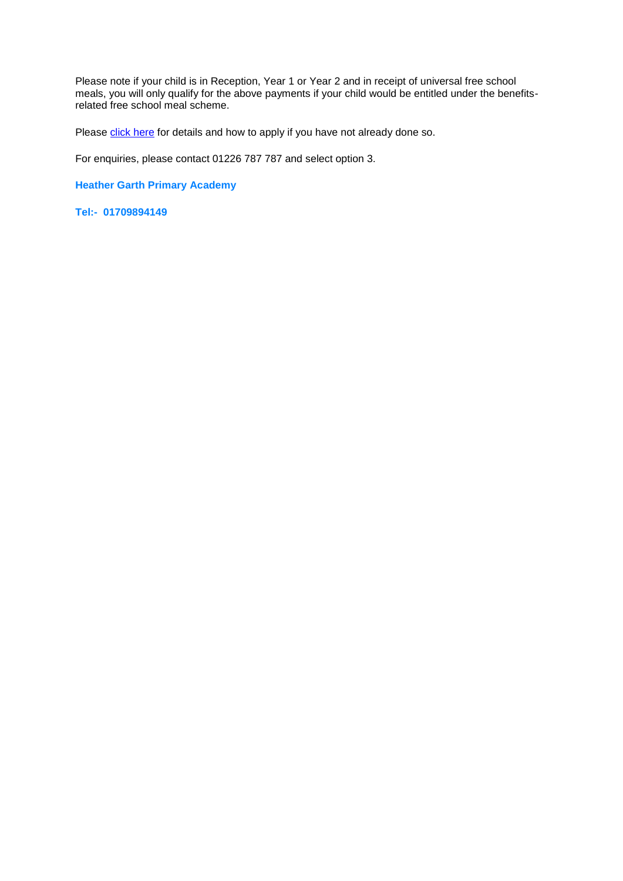Please note if your child is in Reception, Year 1 or Year 2 and in receipt of universal free school meals, you will only qualify for the above payments if your child would be entitled under the benefits-related free school meal scheme.

Please click here for details and how to apply if you have not already done so.

For enquiries, please contact 01226 787 787 and select option 3.

**Heather Garth Primary Academy**

**Tel:- 01709894149**